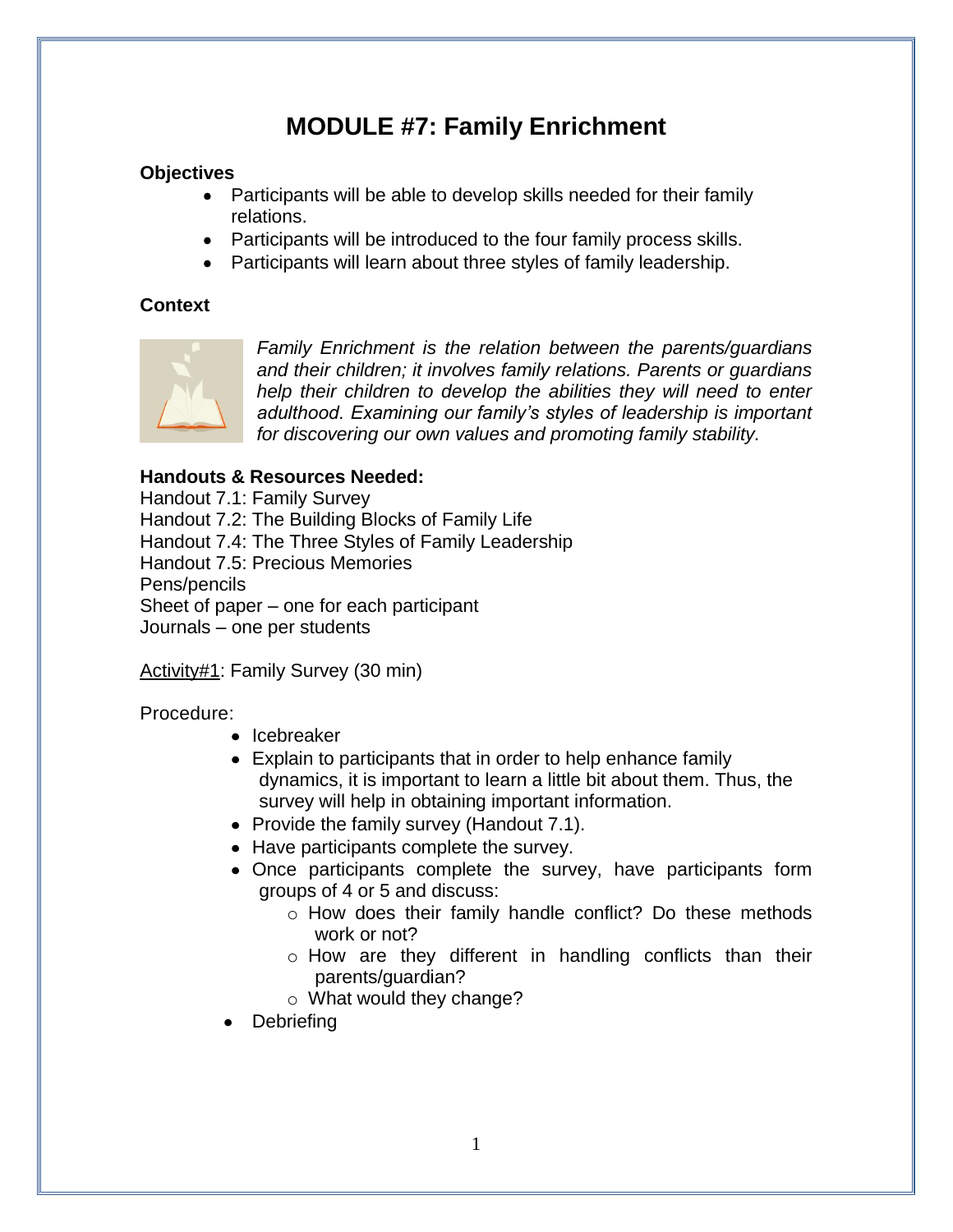# MODULE #7: Family Enrichment

**Objectives**

- Participants will be able to develop skills needed for their family relations.
- Participants will be introduced to the four family process skills.
- Participants will learn about three styles of family leadership.

**Context**

*Family Enrichment is the relation between the parents/guardians and their children; it involves family relations. Parents or guardians help their children to develop the abilities they will need to enter adulthood. Examining our family's styles of leadership is important for discovering our own values and promoting family stability.*

**Handouts & Resources Needed:**

Handout 7.1: Family Survey
Handout 7.2: The Building Blocks of Family Life
Handout 7.4: The Three Styles of Family Leadership
Handout 7.5: Precious Memories
Pens/pencils
Sheet of paper – one for each participant
Journals – one per students

<u>Activity#1</u>: Family Survey (30 min)

Procedure:

- Icebreaker
- Explain to participants that in order to help enhance family dynamics, it is important to learn a little bit about them. Thus, the survey will help in obtaining important information.
- Provide the family survey (Handout 7.1).
- Have participants complete the survey.
- Once participants complete the survey, have participants form groups of 4 or 5 and discuss:
    - How does their family handle conflict? Do these methods work or not?
    - How are they different in handling conflicts than their parents/guardian?
    - What would they change?
- Debriefing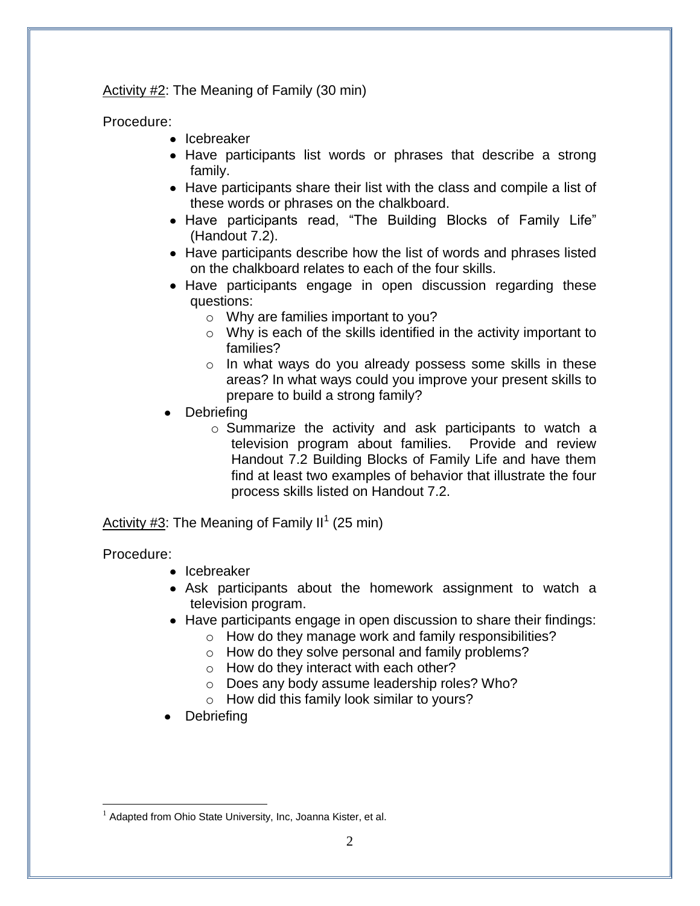Activity #2: The Meaning of Family (30 min)

Procedure:

- Icebreaker
- Have participants list words or phrases that describe a strong family.
- Have participants share their list with the class and compile a list of these words or phrases on the chalkboard.
- Have participants read, "The Building Blocks of Family Life" (Handout 7.2).
- Have participants describe how the list of words and phrases listed on the chalkboard relates to each of the four skills.
- Have participants engage in open discussion regarding these questions:
  - Why are families important to you?
  - Why is each of the skills identified in the activity important to families?
  - In what ways do you already possess some skills in these areas? In what ways could you improve your present skills to prepare to build a strong family?
- Debriefing
  - Summarize the activity and ask participants to watch a television program about families. Provide and review Handout 7.2 Building Blocks of Family Life and have them find at least two examples of behavior that illustrate the four process skills listed on Handout 7.2.

Activity #3: The Meaning of Family II[1] (25 min)

Procedure:

- Icebreaker
- Ask participants about the homework assignment to watch a television program.
- Have participants engage in open discussion to share their findings:
  - How do they manage work and family responsibilities?
  - How do they solve personal and family problems?
  - How do they interact with each other?
  - Does any body assume leadership roles? Who?
  - How did this family look similar to yours?
- Debriefing

[1] Adapted from Ohio State University, Inc, Joanna Kister, et al.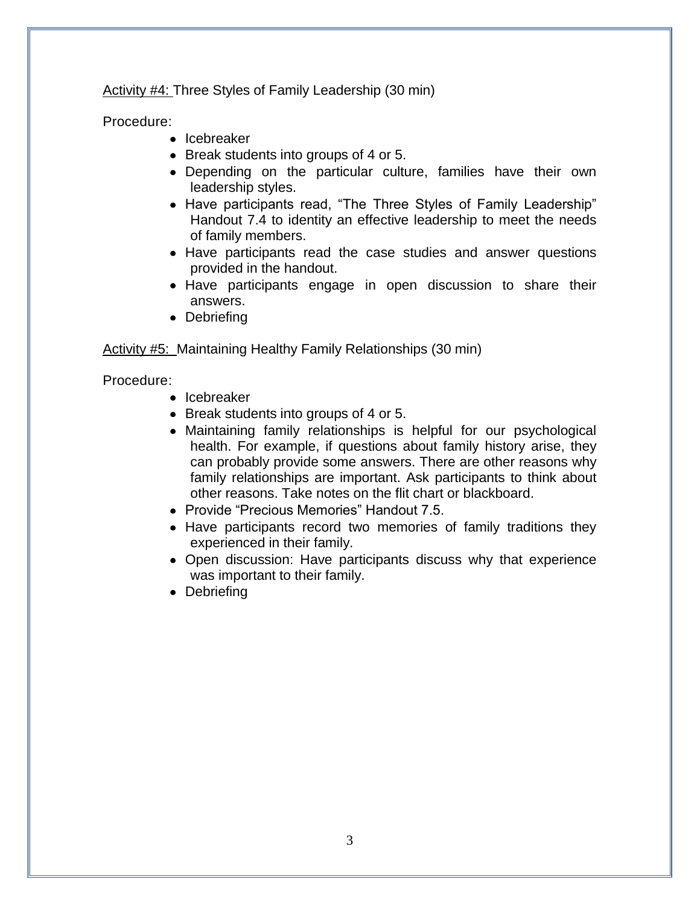<u>Activity #4:</u> Three Styles of Family Leadership (30 min)

Procedure:

- Icebreaker
- Break students into groups of 4 or 5.
- Depending on the particular culture, families have their own leadership styles.
- Have participants read, “The Three Styles of Family Leadership” Handout 7.4 to identity an effective leadership to meet the needs of family members.
- Have participants read the case studies and answer questions provided in the handout.
- Have participants engage in open discussion to share their answers.
- Debriefing

<u>Activity #5:</u> Maintaining Healthy Family Relationships (30 min)

Procedure:

- Icebreaker
- Break students into groups of 4 or 5.
- Maintaining family relationships is helpful for our psychological health. For example, if questions about family history arise, they can probably provide some answers. There are other reasons why family relationships are important. Ask participants to think about other reasons. Take notes on the flit chart or blackboard.
- Provide “Precious Memories” Handout 7.5.
- Have participants record two memories of family traditions they experienced in their family.
- Open discussion: Have participants discuss why that experience was important to their family.
- Debriefing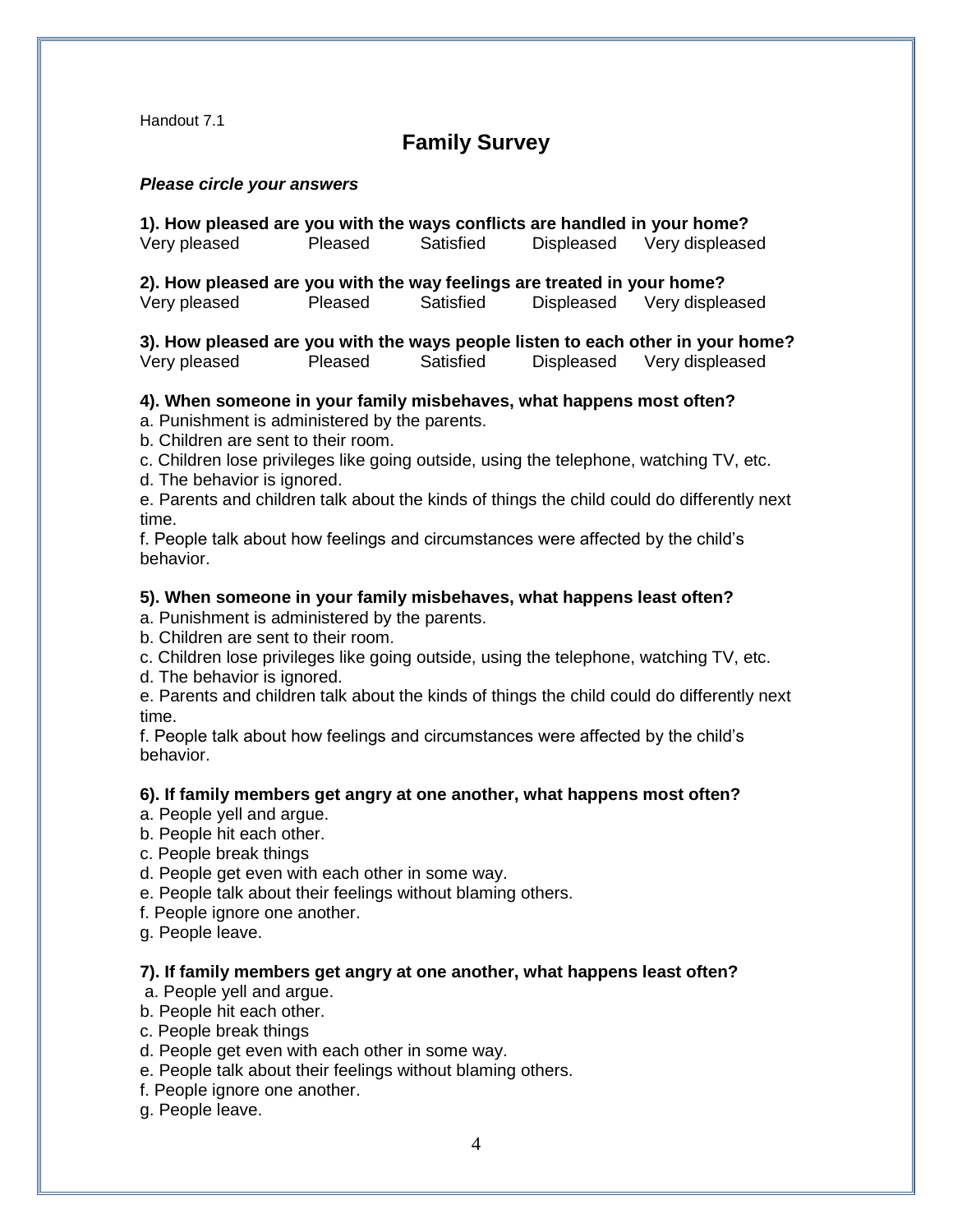Handout 7.1

# Family Survey

***Please circle your answers***

**1). How pleased are you with the ways conflicts are handled in your home?**

Very pleased | Pleased | Satisfied | Displeased | Very displeased

**2). How pleased are you with the way feelings are treated in your home?**

Very pleased | Pleased | Satisfied | Displeased | Very displeased

**3). How pleased are you with the ways people listen to each other in your home?**

Very pleased | Pleased | Satisfied | Displeased | Very displeased

**4). When someone in your family misbehaves, what happens most often?**

a. Punishment is administered by the parents.
b. Children are sent to their room.
c. Children lose privileges like going outside, using the telephone, watching TV, etc.
d. The behavior is ignored.
e. Parents and children talk about the kinds of things the child could do differently next time.
f. People talk about how feelings and circumstances were affected by the child's behavior.

**5). When someone in your family misbehaves, what happens least often?**

a. Punishment is administered by the parents.
b. Children are sent to their room.
c. Children lose privileges like going outside, using the telephone, watching TV, etc.
d. The behavior is ignored.
e. Parents and children talk about the kinds of things the child could do differently next time.
f. People talk about how feelings and circumstances were affected by the child's behavior.

**6). If family members get angry at one another, what happens most often?**

a. People yell and argue.
b. People hit each other.
c. People break things
d. People get even with each other in some way.
e. People talk about their feelings without blaming others.
f. People ignore one another.
g. People leave.

**7). If family members get angry at one another, what happens least often?**

a. People yell and argue.
b. People hit each other.
c. People break things
d. People get even with each other in some way.
e. People talk about their feelings without blaming others.
f. People ignore one another.
g. People leave.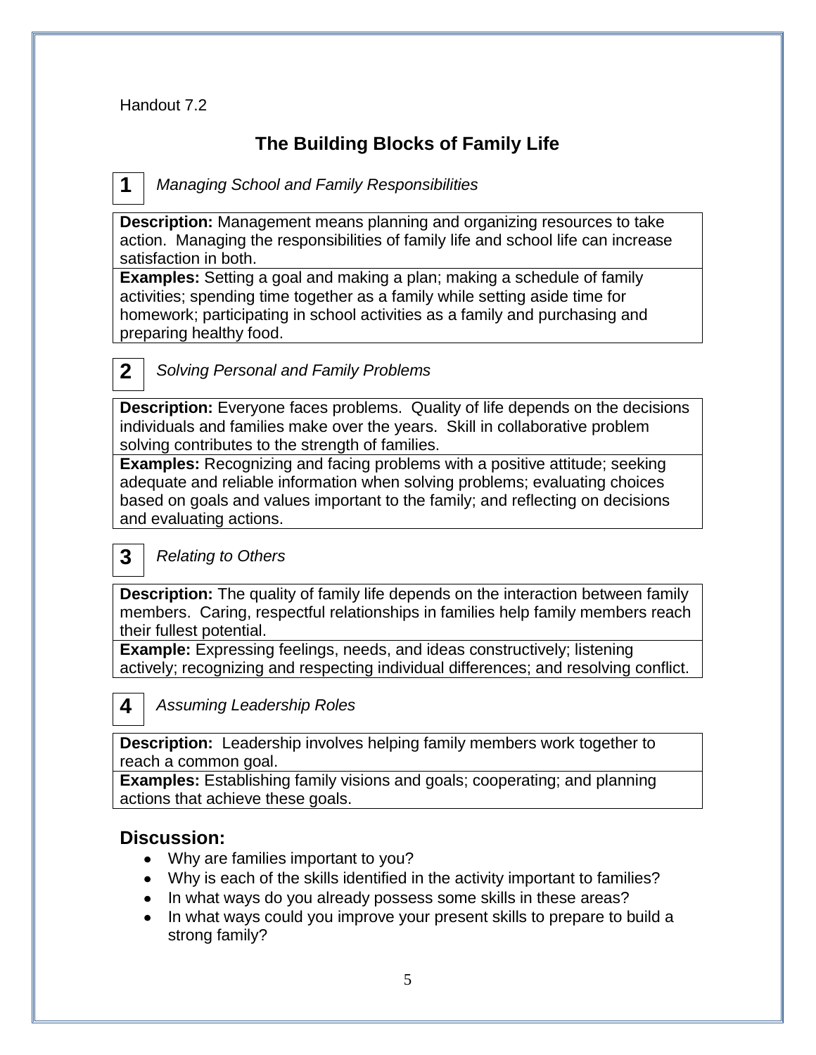Handout 7.2

# The Building Blocks of Family Life

## 1 *Managing School and Family Responsibilities*

| **Description:** Management means planning and organizing resources to take action. Managing the responsibilities of family life and school life can increase satisfaction in both. |
| --- |
| **Examples:** Setting a goal and making a plan; making a schedule of family activities; spending time together as a family while setting aside time for homework; participating in school activities as a family and purchasing and preparing healthy food. |

## 2 *Solving Personal and Family Problems*

| **Description:** Everyone faces problems. Quality of life depends on the decisions individuals and families make over the years. Skill in collaborative problem solving contributes to the strength of families. |
| --- |
| **Examples:** Recognizing and facing problems with a positive attitude; seeking adequate and reliable information when solving problems; evaluating choices based on goals and values important to the family; and reflecting on decisions and evaluating actions. |

## 3 *Relating to Others*

| **Description:** The quality of family life depends on the interaction between family members. Caring, respectful relationships in families help family members reach their fullest potential. |
| --- |
| **Example:** Expressing feelings, needs, and ideas constructively; listening actively; recognizing and respecting individual differences; and resolving conflict. |

## 4 *Assuming Leadership Roles*

| **Description:** Leadership involves helping family members work together to reach a common goal. |
| --- |
| **Examples:** Establishing family visions and goals; cooperating; and planning actions that achieve these goals. |

## Discussion:

- Why are families important to you?
- Why is each of the skills identified in the activity important to families?
- In what ways do you already possess some skills in these areas?
- In what ways could you improve your present skills to prepare to build a strong family?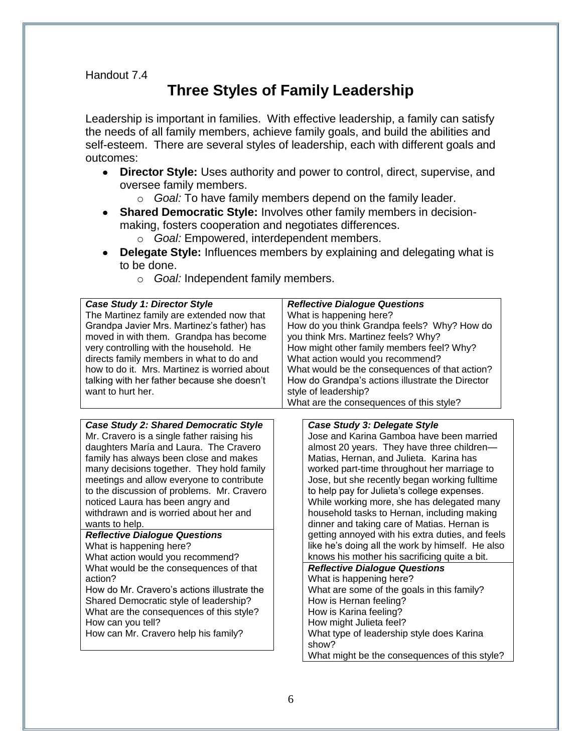Handout 7.4

# Three Styles of Family Leadership

Leadership is important in families. With effective leadership, a family can satisfy the needs of all family members, achieve family goals, and build the abilities and self-esteem. There are several styles of leadership, each with different goals and outcomes:

- **Director Style:** Uses authority and power to control, direct, supervise, and oversee family members.
  - *Goal:* To have family members depend on the family leader.
- **Shared Democratic Style:** Involves other family members in decision-making, fosters cooperation and negotiates differences.
  - *Goal:* Empowered, interdependent members.
- **Delegate Style:** Influences members by explaining and delegating what is to be done.
  - *Goal:* Independent family members.

| ***Case Study 1: Director Style*** | ***Reflective Dialogue Questions*** |
|---|---|
| The Martinez family are extended now that Grandpa Javier Mrs. Martinez's father) has moved in with them. Grandpa has become very controlling with the household. He directs family members in what to do and how to do it. Mrs. Martinez is worried about talking with her father because she doesn't want to hurt her. | What is happening here?<br>How do you think Grandpa feels? Why? How do you think Mrs. Martinez feels? Why?<br>How might other family members feel? Why?<br>What action would you recommend?<br>What would be the consequences of that action?<br>How do Grandpa's actions illustrate the Director style of leadership?<br>What are the consequences of this style? |

| ***Case Study 2: Shared Democratic Style*** |
|---|
| Mr. Cravero is a single father raising his daughters María and Laura. The Cravero family has always been close and makes many decisions together. They hold family meetings and allow everyone to contribute to the discussion of problems. Mr. Cravero noticed Laura has been angry and withdrawn and is worried about her and wants to help. |
| ***Reflective Dialogue Questions***<br>What is happening here?<br>What action would you recommend?<br>What would be the consequences of that action?<br>How do Mr. Cravero's actions illustrate the Shared Democratic style of leadership?<br>What are the consequences of this style? How can you tell?<br>How can Mr. Cravero help his family? |

| ***Case Study 3: Delegate Style*** |
|---|
| Jose and Karina Gamboa have been married almost 20 years. They have three children—Matias, Hernan, and Julieta. Karina has worked part-time throughout her marriage to Jose, but she recently began working fulltime to help pay for Julieta's college expenses. While working more, she has delegated many household tasks to Hernan, including making dinner and taking care of Matias. Hernan is getting annoyed with his extra duties, and feels like he's doing all the work by himself. He also knows his mother his sacrificing quite a bit. |
| ***Reflective Dialogue Questions***<br>What is happening here?<br>What are some of the goals in this family?<br>How is Hernan feeling?<br>How is Karina feeling?<br>How might Julieta feel?<br>What type of leadership style does Karina show?<br>What might be the consequences of this style? |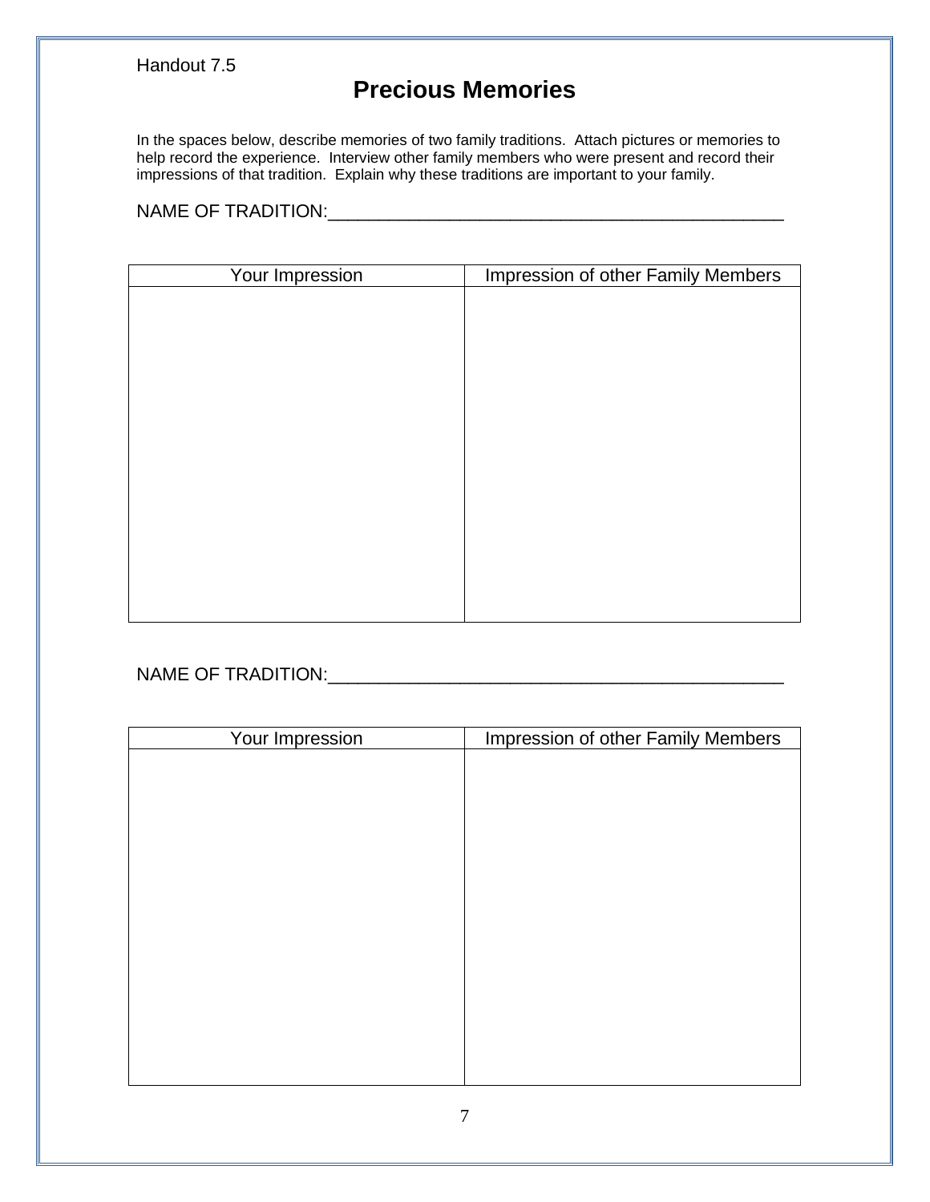Handout 7.5

# Precious Memories

In the spaces below, describe memories of two family traditions. Attach pictures or memories to help record the experience. Interview other family members who were present and record their impressions of that tradition. Explain why these traditions are important to your family.

NAME OF TRADITION:_____________________________________________

| Your Impression | Impression of other Family Members |
|---|---|
| | |

NAME OF TRADITION:_____________________________________________

| Your Impression | Impression of other Family Members |
|---|---|
| | |